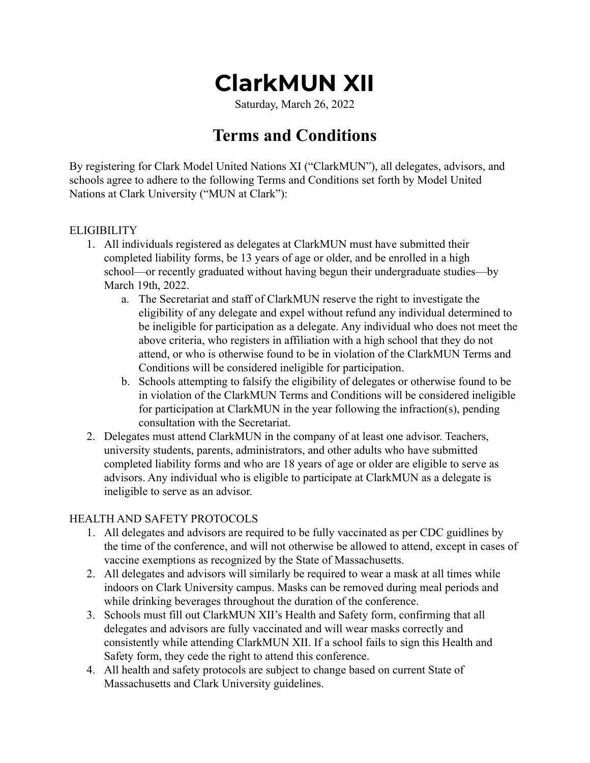# ClarkMUN XII

Saturday, March 26, 2022

## Terms and Conditions

By registering for Clark Model United Nations XI ("ClarkMUN"), all delegates, advisors, and schools agree to adhere to the following Terms and Conditions set forth by Model United Nations at Clark University ("MUN at Clark"):

ELIGIBILITY

1. All individuals registered as delegates at ClarkMUN must have submitted their completed liability forms, be 13 years of age or older, and be enrolled in a high school—or recently graduated without having begun their undergraduate studies—by March 19th, 2022.
   a. The Secretariat and staff of ClarkMUN reserve the right to investigate the eligibility of any delegate and expel without refund any individual determined to be ineligible for participation as a delegate. Any individual who does not meet the above criteria, who registers in affiliation with a high school that they do not attend, or who is otherwise found to be in violation of the ClarkMUN Terms and Conditions will be considered ineligible for participation.
   b. Schools attempting to falsify the eligibility of delegates or otherwise found to be in violation of the ClarkMUN Terms and Conditions will be considered ineligible for participation at ClarkMUN in the year following the infraction(s), pending consultation with the Secretariat.
2. Delegates must attend ClarkMUN in the company of at least one advisor. Teachers, university students, parents, administrators, and other adults who have submitted completed liability forms and who are 18 years of age or older are eligible to serve as advisors. Any individual who is eligible to participate at ClarkMUN as a delegate is ineligible to serve as an advisor.

HEALTH AND SAFETY PROTOCOLS

1. All delegates and advisors are required to be fully vaccinated as per CDC guidlines by the time of the conference, and will not otherwise be allowed to attend, except in cases of vaccine exemptions as recognized by the State of Massachusetts.
2. All delegates and advisors will similarly be required to wear a mask at all times while indoors on Clark University campus. Masks can be removed during meal periods and while drinking beverages throughout the duration of the conference.
3. Schools must fill out ClarkMUN XII's Health and Safety form, confirming that all delegates and advisors are fully vaccinated and will wear masks correctly and consistently while attending ClarkMUN XII. If a school fails to sign this Health and Safety form, they cede the right to attend this conference.
4. All health and safety protocols are subject to change based on current State of Massachusetts and Clark University guidelines.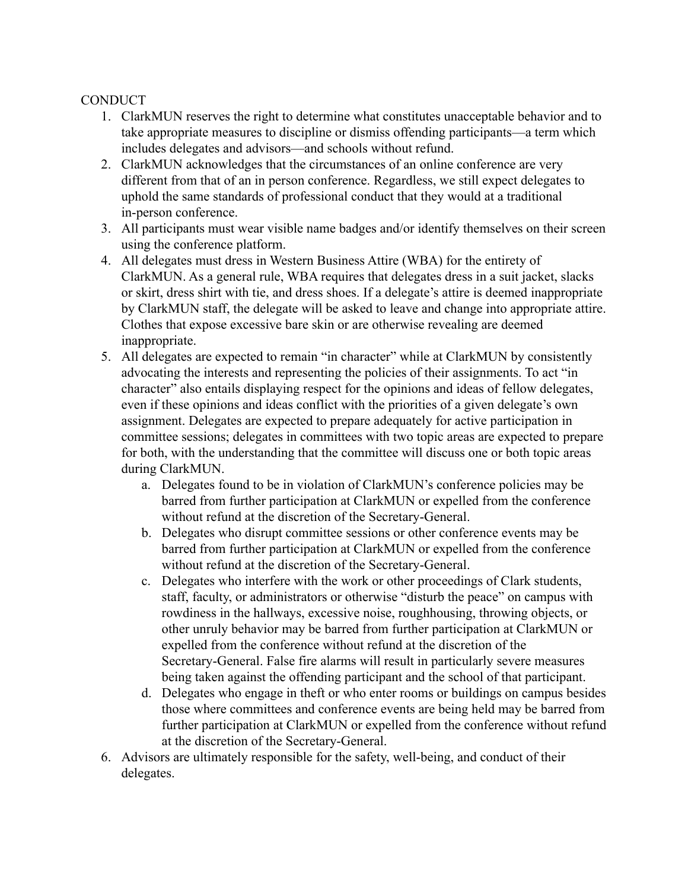CONDUCT

1. ClarkMUN reserves the right to determine what constitutes unacceptable behavior and to take appropriate measures to discipline or dismiss offending participants—a term which includes delegates and advisors—and schools without refund.
2. ClarkMUN acknowledges that the circumstances of an online conference are very different from that of an in person conference. Regardless, we still expect delegates to uphold the same standards of professional conduct that they would at a traditional in-person conference.
3. All participants must wear visible name badges and/or identify themselves on their screen using the conference platform.
4. All delegates must dress in Western Business Attire (WBA) for the entirety of ClarkMUN. As a general rule, WBA requires that delegates dress in a suit jacket, slacks or skirt, dress shirt with tie, and dress shoes. If a delegate's attire is deemed inappropriate by ClarkMUN staff, the delegate will be asked to leave and change into appropriate attire. Clothes that expose excessive bare skin or are otherwise revealing are deemed inappropriate.
5. All delegates are expected to remain "in character" while at ClarkMUN by consistently advocating the interests and representing the policies of their assignments. To act "in character" also entails displaying respect for the opinions and ideas of fellow delegates, even if these opinions and ideas conflict with the priorities of a given delegate's own assignment. Delegates are expected to prepare adequately for active participation in committee sessions; delegates in committees with two topic areas are expected to prepare for both, with the understanding that the committee will discuss one or both topic areas during ClarkMUN.
    a. Delegates found to be in violation of ClarkMUN's conference policies may be barred from further participation at ClarkMUN or expelled from the conference without refund at the discretion of the Secretary-General.
    b. Delegates who disrupt committee sessions or other conference events may be barred from further participation at ClarkMUN or expelled from the conference without refund at the discretion of the Secretary-General.
    c. Delegates who interfere with the work or other proceedings of Clark students, staff, faculty, or administrators or otherwise "disturb the peace" on campus with rowdiness in the hallways, excessive noise, roughhousing, throwing objects, or other unruly behavior may be barred from further participation at ClarkMUN or expelled from the conference without refund at the discretion of the Secretary-General. False fire alarms will result in particularly severe measures being taken against the offending participant and the school of that participant.
    d. Delegates who engage in theft or who enter rooms or buildings on campus besides those where committees and conference events are being held may be barred from further participation at ClarkMUN or expelled from the conference without refund at the discretion of the Secretary-General.
6. Advisors are ultimately responsible for the safety, well-being, and conduct of their delegates.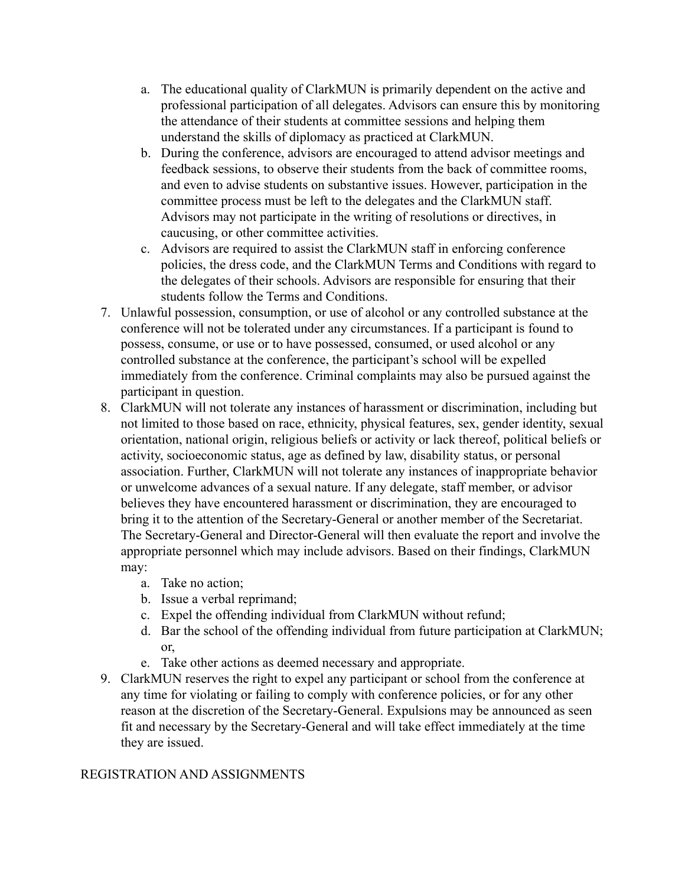a. The educational quality of ClarkMUN is primarily dependent on the active and professional participation of all delegates. Advisors can ensure this by monitoring the attendance of their students at committee sessions and helping them understand the skills of diplomacy as practiced at ClarkMUN.
   b. During the conference, advisors are encouraged to attend advisor meetings and feedback sessions, to observe their students from the back of committee rooms, and even to advise students on substantive issues. However, participation in the committee process must be left to the delegates and the ClarkMUN staff. Advisors may not participate in the writing of resolutions or directives, in caucusing, or other committee activities.
   c. Advisors are required to assist the ClarkMUN staff in enforcing conference policies, the dress code, and the ClarkMUN Terms and Conditions with regard to the delegates of their schools. Advisors are responsible for ensuring that their students follow the Terms and Conditions.

7. Unlawful possession, consumption, or use of alcohol or any controlled substance at the conference will not be tolerated under any circumstances. If a participant is found to possess, consume, or use or to have possessed, consumed, or used alcohol or any controlled substance at the conference, the participant's school will be expelled immediately from the conference. Criminal complaints may also be pursued against the participant in question.
8. ClarkMUN will not tolerate any instances of harassment or discrimination, including but not limited to those based on race, ethnicity, physical features, sex, gender identity, sexual orientation, national origin, religious beliefs or activity or lack thereof, political beliefs or activity, socioeconomic status, age as defined by law, disability status, or personal association. Further, ClarkMUN will not tolerate any instances of inappropriate behavior or unwelcome advances of a sexual nature. If any delegate, staff member, or advisor believes they have encountered harassment or discrimination, they are encouraged to bring it to the attention of the Secretary-General or another member of the Secretariat. The Secretary-General and Director-General will then evaluate the report and involve the appropriate personnel which may include advisors. Based on their findings, ClarkMUN may:
   a. Take no action;
   b. Issue a verbal reprimand;
   c. Expel the offending individual from ClarkMUN without refund;
   d. Bar the school of the offending individual from future participation at ClarkMUN; or,
   e. Take other actions as deemed necessary and appropriate.
9. ClarkMUN reserves the right to expel any participant or school from the conference at any time for violating or failing to comply with conference policies, or for any other reason at the discretion of the Secretary-General. Expulsions may be announced as seen fit and necessary by the Secretary-General and will take effect immediately at the time they are issued.

## REGISTRATION AND ASSIGNMENTS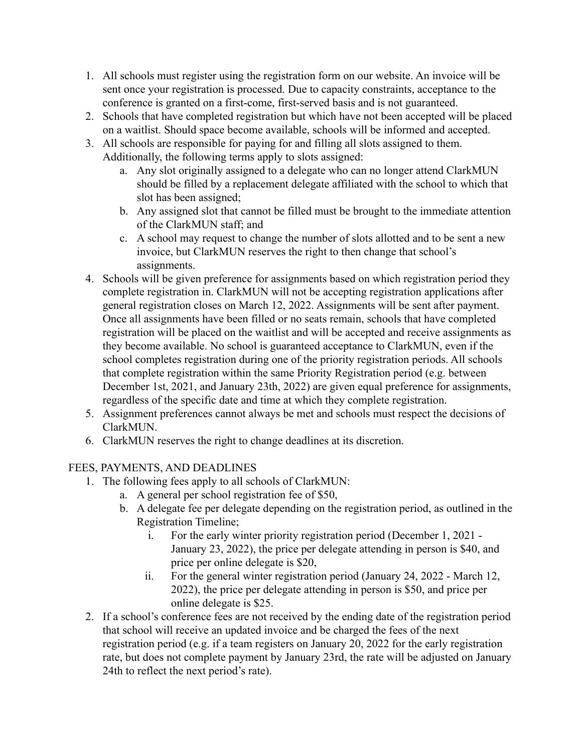1. All schools must register using the registration form on our website. An invoice will be sent once your registration is processed. Due to capacity constraints, acceptance to the conference is granted on a first-come, first-served basis and is not guaranteed.
2. Schools that have completed registration but which have not been accepted will be placed on a waitlist. Should space become available, schools will be informed and accepted.
3. All schools are responsible for paying for and filling all slots assigned to them. Additionally, the following terms apply to slots assigned:
   a. Any slot originally assigned to a delegate who can no longer attend ClarkMUN should be filled by a replacement delegate affiliated with the school to which that slot has been assigned;
   b. Any assigned slot that cannot be filled must be brought to the immediate attention of the ClarkMUN staff; and
   c. A school may request to change the number of slots allotted and to be sent a new invoice, but ClarkMUN reserves the right to then change that school's assignments.
4. Schools will be given preference for assignments based on which registration period they complete registration in. ClarkMUN will not be accepting registration applications after general registration closes on March 12, 2022. Assignments will be sent after payment. Once all assignments have been filled or no seats remain, schools that have completed registration will be placed on the waitlist and will be accepted and receive assignments as they become available. No school is guaranteed acceptance to ClarkMUN, even if the school completes registration during one of the priority registration periods. All schools that complete registration within the same Priority Registration period (e.g. between December 1st, 2021, and January 23th, 2022) are given equal preference for assignments, regardless of the specific date and time at which they complete registration.
5. Assignment preferences cannot always be met and schools must respect the decisions of ClarkMUN.
6. ClarkMUN reserves the right to change deadlines at its discretion.

FEES, PAYMENTS, AND DEADLINES

1. The following fees apply to all schools of ClarkMUN:
   a. A general per school registration fee of $50,
   b. A delegate fee per delegate depending on the registration period, as outlined in the Registration Timeline;
      i. For the early winter priority registration period (December 1, 2021 - January 23, 2022), the price per delegate attending in person is $40, and price per online delegate is $20,
      ii. For the general winter registration period (January 24, 2022 - March 12, 2022), the price per delegate attending in person is $50, and price per online delegate is $25.
2. If a school's conference fees are not received by the ending date of the registration period that school will receive an updated invoice and be charged the fees of the next registration period (e.g. if a team registers on January 20, 2022 for the early registration rate, but does not complete payment by January 23rd, the rate will be adjusted on January 24th to reflect the next period's rate).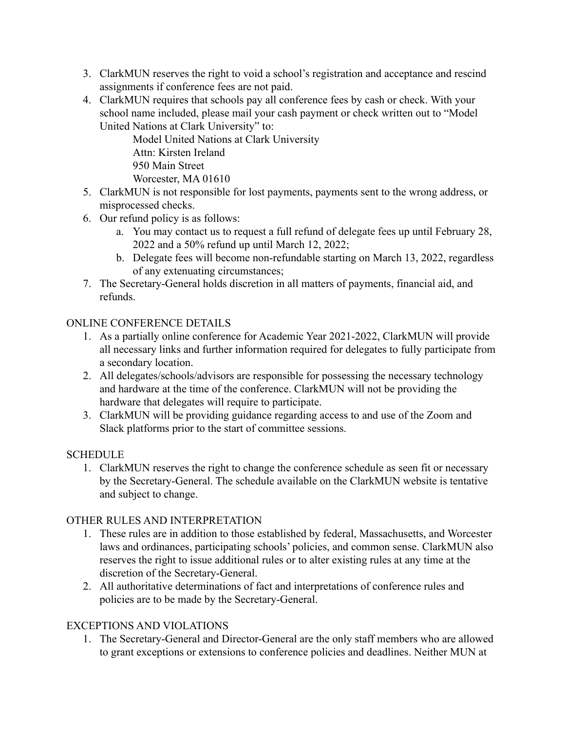3. ClarkMUN reserves the right to void a school's registration and acceptance and rescind assignments if conference fees are not paid.
4. ClarkMUN requires that schools pay all conference fees by cash or check. With your school name included, please mail your cash payment or check written out to "Model United Nations at Clark University" to:

   Model United Nations at Clark University
   Attn: Kirsten Ireland
   950 Main Street
   Worcester, MA 01610
5. ClarkMUN is not responsible for lost payments, payments sent to the wrong address, or misprocessed checks.
6. Our refund policy is as follows:
   a. You may contact us to request a full refund of delegate fees up until February 28, 2022 and a 50% refund up until March 12, 2022;
   b. Delegate fees will become non-refundable starting on March 13, 2022, regardless of any extenuating circumstances;
7. The Secretary-General holds discretion in all matters of payments, financial aid, and refunds.

## ONLINE CONFERENCE DETAILS

1. As a partially online conference for Academic Year 2021-2022, ClarkMUN will provide all necessary links and further information required for delegates to fully participate from a secondary location.
2. All delegates/schools/advisors are responsible for possessing the necessary technology and hardware at the time of the conference. ClarkMUN will not be providing the hardware that delegates will require to participate.
3. ClarkMUN will be providing guidance regarding access to and use of the Zoom and Slack platforms prior to the start of committee sessions.

## SCHEDULE

1. ClarkMUN reserves the right to change the conference schedule as seen fit or necessary by the Secretary-General. The schedule available on the ClarkMUN website is tentative and subject to change.

## OTHER RULES AND INTERPRETATION

1. These rules are in addition to those established by federal, Massachusetts, and Worcester laws and ordinances, participating schools' policies, and common sense. ClarkMUN also reserves the right to issue additional rules or to alter existing rules at any time at the discretion of the Secretary-General.
2. All authoritative determinations of fact and interpretations of conference rules and policies are to be made by the Secretary-General.

## EXCEPTIONS AND VIOLATIONS

1. The Secretary-General and Director-General are the only staff members who are allowed to grant exceptions or extensions to conference policies and deadlines. Neither MUN at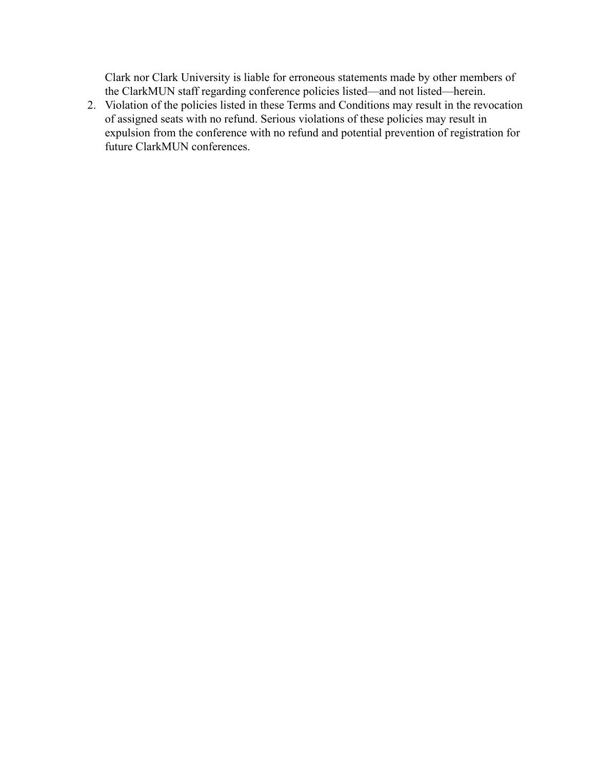Clark nor Clark University is liable for erroneous statements made by other members of the ClarkMUN staff regarding conference policies listed—and not listed—herein.

2. Violation of the policies listed in these Terms and Conditions may result in the revocation of assigned seats with no refund. Serious violations of these policies may result in expulsion from the conference with no refund and potential prevention of registration for future ClarkMUN conferences.